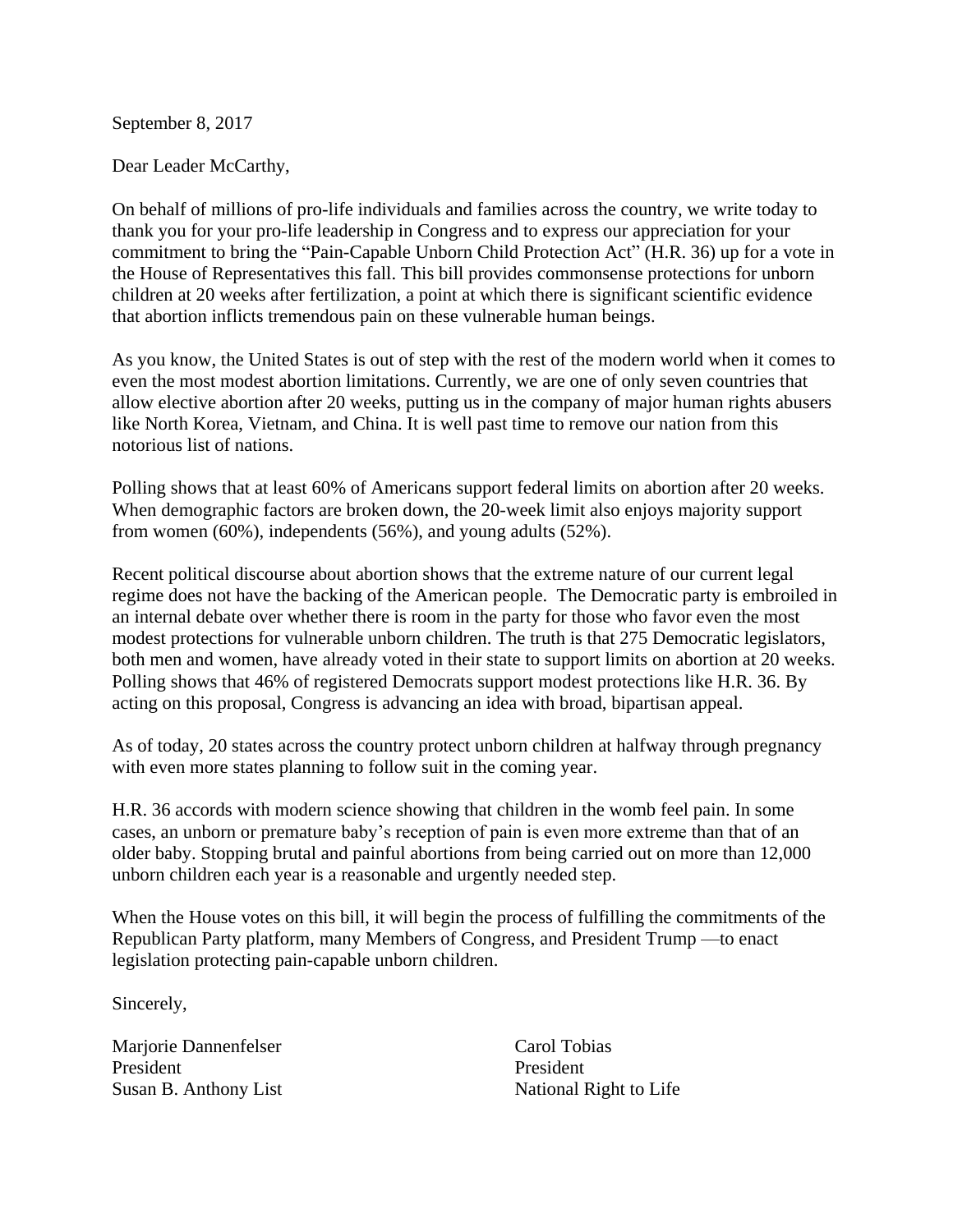September 8, 2017

Dear Leader McCarthy,

On behalf of millions of pro-life individuals and families across the country, we write today to thank you for your pro-life leadership in Congress and to express our appreciation for your commitment to bring the "Pain-Capable Unborn Child Protection Act" (H.R. 36) up for a vote in the House of Representatives this fall. This bill provides commonsense protections for unborn children at 20 weeks after fertilization, a point at which there is significant scientific evidence that abortion inflicts tremendous pain on these vulnerable human beings.

As you know, the United States is out of step with the rest of the modern world when it comes to even the most modest abortion limitations. Currently, we are one of only seven countries that allow elective abortion after 20 weeks, putting us in the company of major human rights abusers like North Korea, Vietnam, and China. It is well past time to remove our nation from this notorious list of nations.

Polling shows that at least 60% of Americans support federal limits on abortion after 20 weeks. When demographic factors are broken down, the 20-week limit also enjoys majority support from women (60%), independents (56%), and young adults (52%).

Recent political discourse about abortion shows that the extreme nature of our current legal regime does not have the backing of the American people. The Democratic party is embroiled in an internal debate over whether there is room in the party for those who favor even the most modest protections for vulnerable unborn children. The truth is that 275 Democratic legislators, both men and women, have already voted in their state to support limits on abortion at 20 weeks. Polling shows that 46% of registered Democrats support modest protections like H.R. 36. By acting on this proposal, Congress is advancing an idea with broad, bipartisan appeal.

As of today, 20 states across the country protect unborn children at halfway through pregnancy with even more states planning to follow suit in the coming year.

H.R. 36 accords with modern science showing that children in the womb feel pain. In some cases, an unborn or premature baby's reception of pain is even more extreme than that of an older baby. Stopping brutal and painful abortions from being carried out on more than 12,000 unborn children each year is a reasonable and urgently needed step.

When the House votes on this bill, it will begin the process of fulfilling the commitments of the Republican Party platform, many Members of Congress, and President Trump —to enact legislation protecting pain-capable unborn children.

Sincerely,

Marjorie Dannenfelser
President
Susan B. Anthony List

Carol Tobias
President
National Right to Life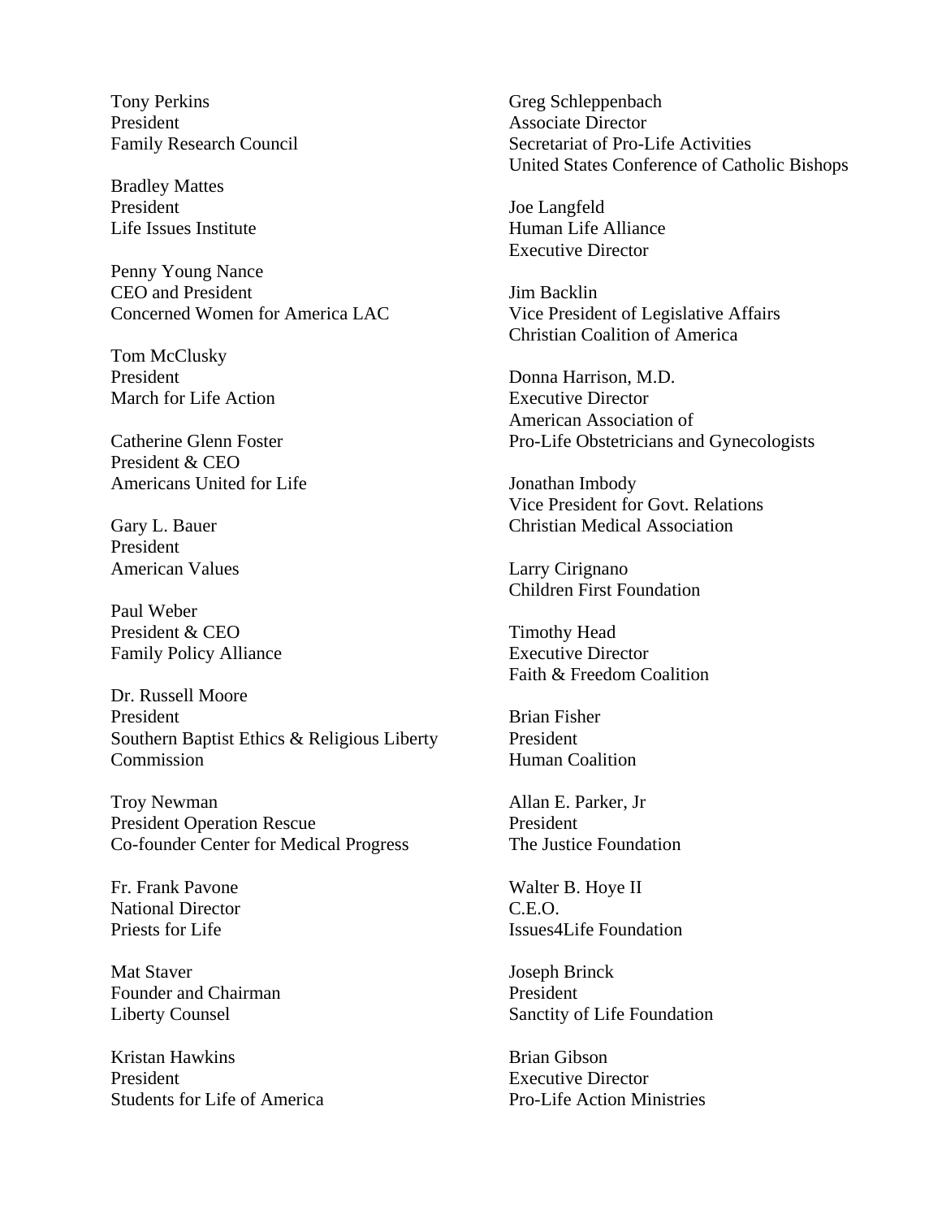Tony Perkins
President
Family Research Council

Bradley Mattes
President
Life Issues Institute

Penny Young Nance
CEO and President
Concerned Women for America LAC

Tom McClusky
President
March for Life Action

Catherine Glenn Foster
President & CEO
Americans United for Life

Gary L. Bauer
President
American Values

Paul Weber
President & CEO
Family Policy Alliance

Dr. Russell Moore
President
Southern Baptist Ethics & Religious Liberty Commission

Troy Newman
President Operation Rescue
Co-founder Center for Medical Progress

Fr. Frank Pavone
National Director
Priests for Life

Mat Staver
Founder and Chairman
Liberty Counsel

Kristan Hawkins
President
Students for Life of America

Greg Schleppenbach
Associate Director
Secretariat of Pro-Life Activities
United States Conference of Catholic Bishops

Joe Langfeld
Human Life Alliance
Executive Director

Jim Backlin
Vice President of Legislative Affairs
Christian Coalition of America

Donna Harrison, M.D.
Executive Director
American Association of
Pro-Life Obstetricians and Gynecologists

Jonathan Imbody
Vice President for Govt. Relations
Christian Medical Association

Larry Cirignano
Children First Foundation

Timothy Head
Executive Director
Faith & Freedom Coalition

Brian Fisher
President
Human Coalition

Allan E. Parker, Jr
President
The Justice Foundation

Walter B. Hoye II
C.E.O.
Issues4Life Foundation

Joseph Brinck
President
Sanctity of Life Foundation

Brian Gibson
Executive Director
Pro-Life Action Ministries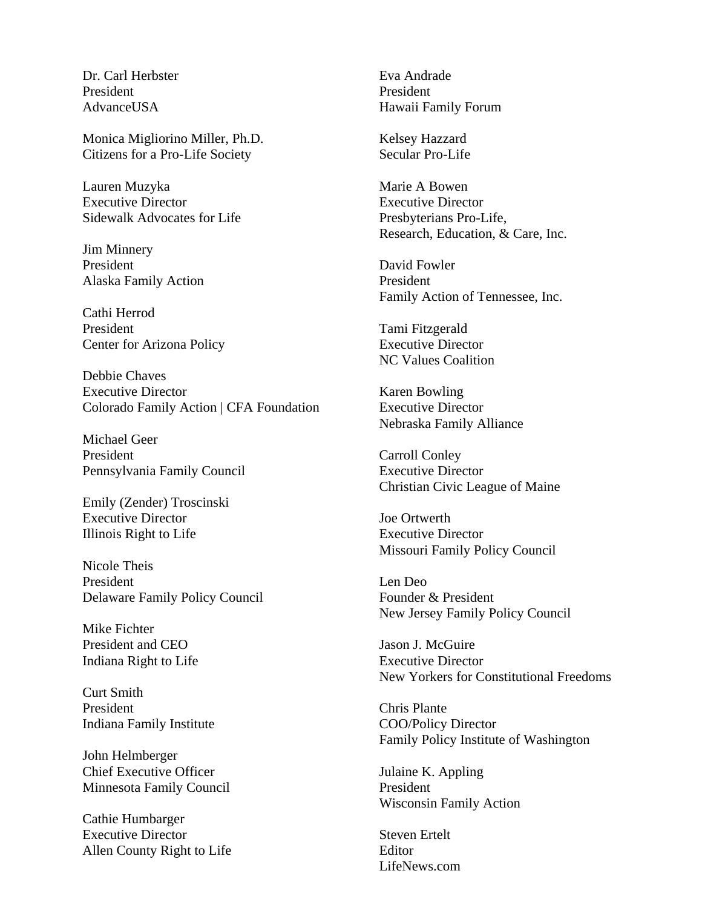Dr. Carl Herbster
President
AdvanceUSA

Monica Migliorino Miller, Ph.D.
Citizens for a Pro-Life Society

Lauren Muzyka
Executive Director
Sidewalk Advocates for Life

Jim Minnery
President
Alaska Family Action

Cathi Herrod
President
Center for Arizona Policy

Debbie Chaves
Executive Director
Colorado Family Action | CFA Foundation

Michael Geer
President
Pennsylvania Family Council

Emily (Zender) Troscinski
Executive Director
Illinois Right to Life

Nicole Theis
President
Delaware Family Policy Council

Mike Fichter
President and CEO
Indiana Right to Life

Curt Smith
President
Indiana Family Institute

John Helmberger
Chief Executive Officer
Minnesota Family Council

Cathie Humbarger
Executive Director
Allen County Right to Life

Eva Andrade
President
Hawaii Family Forum

Kelsey Hazzard
Secular Pro-Life

Marie A Bowen
Executive Director
Presbyterians Pro-Life,
Research, Education, & Care, Inc.

David Fowler
President
Family Action of Tennessee, Inc.

Tami Fitzgerald
Executive Director
NC Values Coalition

Karen Bowling
Executive Director
Nebraska Family Alliance

Carroll Conley
Executive Director
Christian Civic League of Maine

Joe Ortwerth
Executive Director
Missouri Family Policy Council

Len Deo
Founder & President
New Jersey Family Policy Council

Jason J. McGuire
Executive Director
New Yorkers for Constitutional Freedoms

Chris Plante
COO/Policy Director
Family Policy Institute of Washington

Julaine K. Appling
President
Wisconsin Family Action

Steven Ertelt
Editor
LifeNews.com